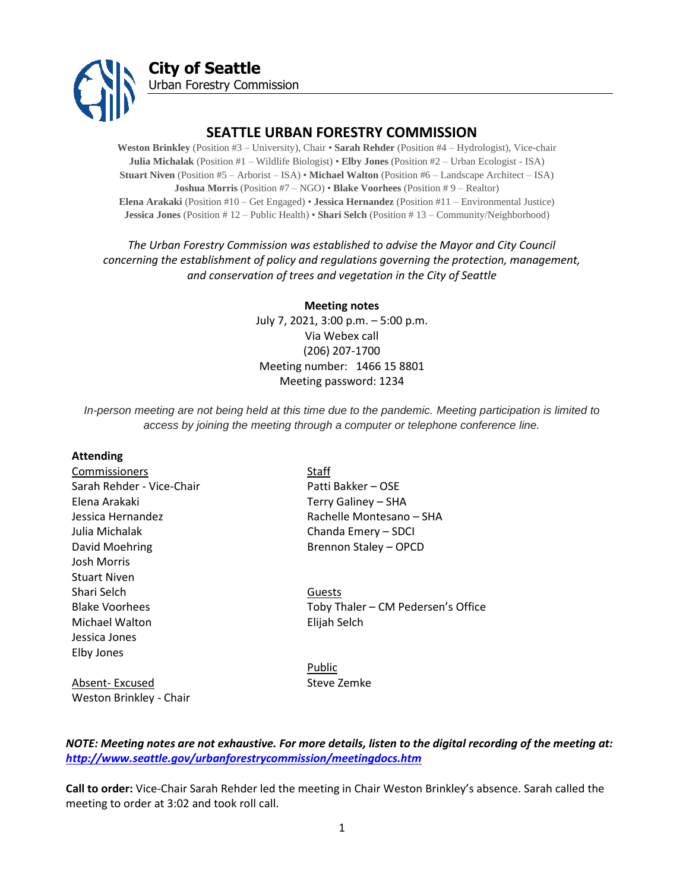**City of Seattle**
Urban Forestry Commission

# SEATTLE URBAN FORESTRY COMMISSION

**Weston Brinkley** (Position #3 – University), Chair • **Sarah Rehder** (Position #4 – Hydrologist), Vice-chair
**Julia Michalak** (Position #1 – Wildlife Biologist) • **Elby Jones** (Position #2 – Urban Ecologist - ISA)
**Stuart Niven** (Position #5 – Arborist – ISA) • **Michael Walton** (Position #6 – Landscape Architect – ISA)
**Joshua Morris** (Position #7 – NGO) • **Blake Voorhees** (Position # 9 – Realtor)
**Elena Arakaki** (Position #10 – Get Engaged) • **Jessica Hernandez** (Position #11 – Environmental Justice)
**Jessica Jones** (Position # 12 – Public Health) • **Shari Selch** (Position # 13 – Community/Neighborhood)

*The Urban Forestry Commission was established to advise the Mayor and City Council concerning the establishment of policy and regulations governing the protection, management, and conservation of trees and vegetation in the City of Seattle*

**Meeting notes**
July 7, 2021, 3:00 p.m. – 5:00 p.m.
Via Webex call
(206) 207-1700
Meeting number: 1466 15 8801
Meeting password: 1234

*In-person meeting are not being held at this time due to the pandemic. Meeting participation is limited to access by joining the meeting through a computer or telephone conference line.*

**Attending**

Commissioners
Sarah Rehder - Vice-Chair
Elena Arakaki
Jessica Hernandez
Julia Michalak
David Moehring
Josh Morris
Stuart Niven
Shari Selch
Blake Voorhees
Michael Walton
Jessica Jones
Elby Jones

Absent- Excused
Weston Brinkley - Chair

Staff
Patti Bakker – OSE
Terry Galiney – SHA
Rachelle Montesano – SHA
Chanda Emery – SDCI
Brennon Staley – OPCD

Guests
Toby Thaler – CM Pedersen's Office
Elijah Selch

Public
Steve Zemke

***NOTE: Meeting notes are not exhaustive. For more details, listen to the digital recording of the meeting at: http://www.seattle.gov/urbanforestrycommission/meetingdocs.htm***

**Call to order:** Vice-Chair Sarah Rehder led the meeting in Chair Weston Brinkley's absence. Sarah called the meeting to order at 3:02 and took roll call.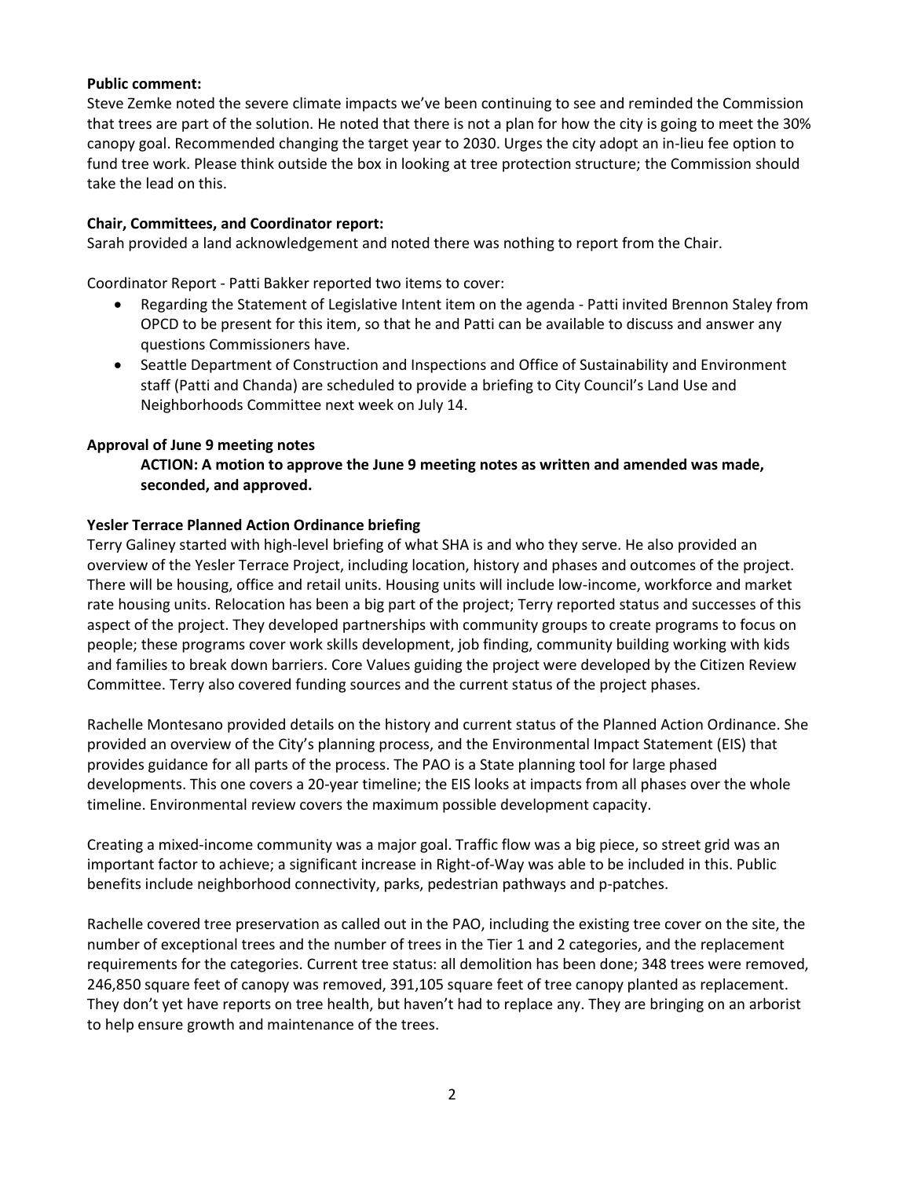**Public comment:**

Steve Zemke noted the severe climate impacts we've been continuing to see and reminded the Commission that trees are part of the solution. He noted that there is not a plan for how the city is going to meet the 30% canopy goal. Recommended changing the target year to 2030. Urges the city adopt an in-lieu fee option to fund tree work. Please think outside the box in looking at tree protection structure; the Commission should take the lead on this.

**Chair, Committees, and Coordinator report:**

Sarah provided a land acknowledgement and noted there was nothing to report from the Chair.

Coordinator Report - Patti Bakker reported two items to cover:

- Regarding the Statement of Legislative Intent item on the agenda - Patti invited Brennon Staley from OPCD to be present for this item, so that he and Patti can be available to discuss and answer any questions Commissioners have.
- Seattle Department of Construction and Inspections and Office of Sustainability and Environment staff (Patti and Chanda) are scheduled to provide a briefing to City Council's Land Use and Neighborhoods Committee next week on July 14.

**Approval of June 9 meeting notes**

> **ACTION: A motion to approve the June 9 meeting notes as written and amended was made, seconded, and approved.**

**Yesler Terrace Planned Action Ordinance briefing**

Terry Galiney started with high-level briefing of what SHA is and who they serve. He also provided an overview of the Yesler Terrace Project, including location, history and phases and outcomes of the project. There will be housing, office and retail units. Housing units will include low-income, workforce and market rate housing units. Relocation has been a big part of the project; Terry reported status and successes of this aspect of the project. They developed partnerships with community groups to create programs to focus on people; these programs cover work skills development, job finding, community building working with kids and families to break down barriers. Core Values guiding the project were developed by the Citizen Review Committee. Terry also covered funding sources and the current status of the project phases.

Rachelle Montesano provided details on the history and current status of the Planned Action Ordinance. She provided an overview of the City's planning process, and the Environmental Impact Statement (EIS) that provides guidance for all parts of the process. The PAO is a State planning tool for large phased developments. This one covers a 20-year timeline; the EIS looks at impacts from all phases over the whole timeline. Environmental review covers the maximum possible development capacity.

Creating a mixed-income community was a major goal. Traffic flow was a big piece, so street grid was an important factor to achieve; a significant increase in Right-of-Way was able to be included in this. Public benefits include neighborhood connectivity, parks, pedestrian pathways and p-patches.

Rachelle covered tree preservation as called out in the PAO, including the existing tree cover on the site, the number of exceptional trees and the number of trees in the Tier 1 and 2 categories, and the replacement requirements for the categories. Current tree status: all demolition has been done; 348 trees were removed, 246,850 square feet of canopy was removed, 391,105 square feet of tree canopy planted as replacement. They don't yet have reports on tree health, but haven't had to replace any. They are bringing on an arborist to help ensure growth and maintenance of the trees.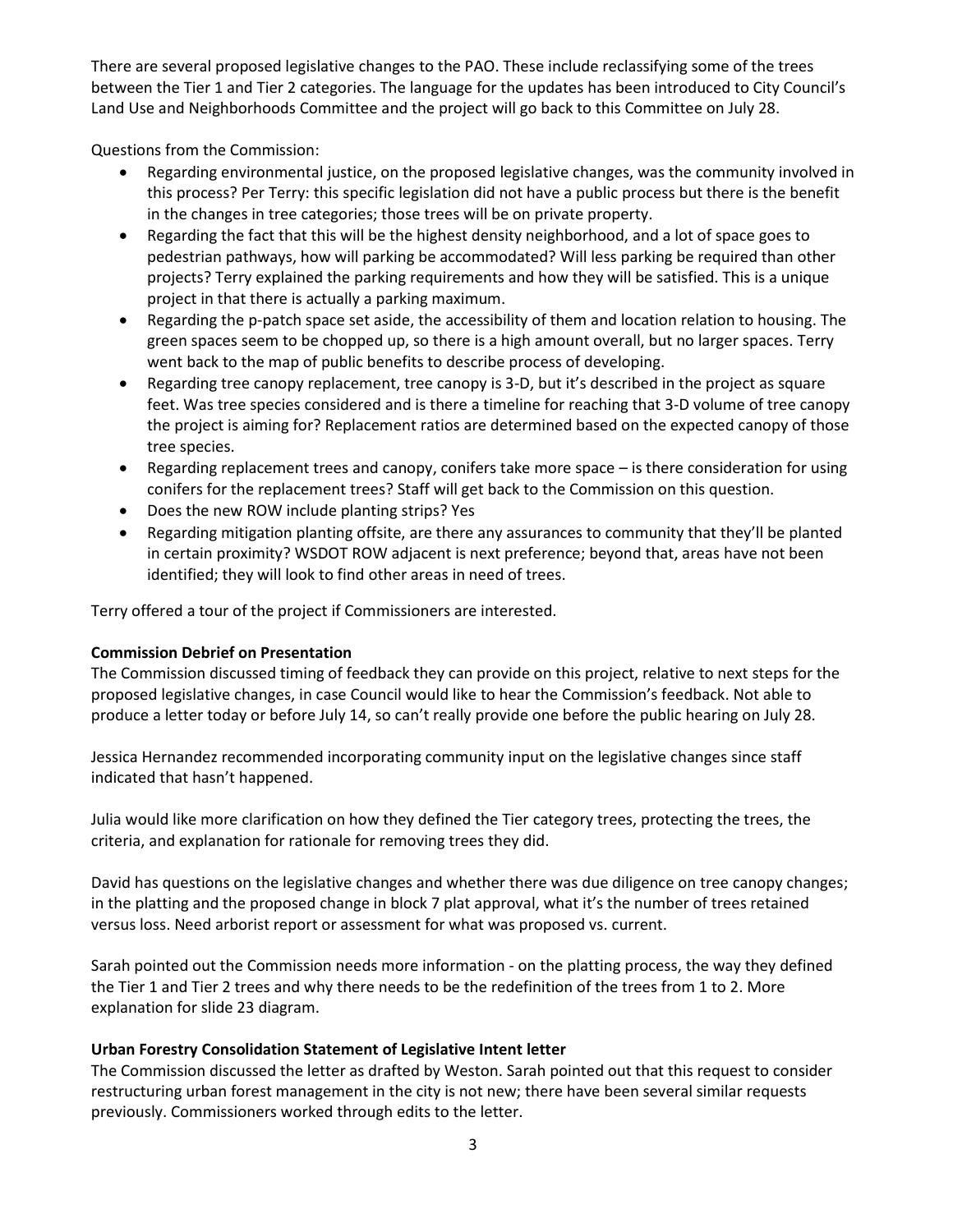There are several proposed legislative changes to the PAO. These include reclassifying some of the trees between the Tier 1 and Tier 2 categories. The language for the updates has been introduced to City Council's Land Use and Neighborhoods Committee and the project will go back to this Committee on July 28.

Questions from the Commission:

- Regarding environmental justice, on the proposed legislative changes, was the community involved in this process? Per Terry: this specific legislation did not have a public process but there is the benefit in the changes in tree categories; those trees will be on private property.
- Regarding the fact that this will be the highest density neighborhood, and a lot of space goes to pedestrian pathways, how will parking be accommodated? Will less parking be required than other projects? Terry explained the parking requirements and how they will be satisfied. This is a unique project in that there is actually a parking maximum.
- Regarding the p-patch space set aside, the accessibility of them and location relation to housing. The green spaces seem to be chopped up, so there is a high amount overall, but no larger spaces. Terry went back to the map of public benefits to describe process of developing.
- Regarding tree canopy replacement, tree canopy is 3-D, but it's described in the project as square feet. Was tree species considered and is there a timeline for reaching that 3-D volume of tree canopy the project is aiming for? Replacement ratios are determined based on the expected canopy of those tree species.
- Regarding replacement trees and canopy, conifers take more space – is there consideration for using conifers for the replacement trees? Staff will get back to the Commission on this question.
- Does the new ROW include planting strips? Yes
- Regarding mitigation planting offsite, are there any assurances to community that they'll be planted in certain proximity? WSDOT ROW adjacent is next preference; beyond that, areas have not been identified; they will look to find other areas in need of trees.

Terry offered a tour of the project if Commissioners are interested.

**Commission Debrief on Presentation**

The Commission discussed timing of feedback they can provide on this project, relative to next steps for the proposed legislative changes, in case Council would like to hear the Commission's feedback. Not able to produce a letter today or before July 14, so can't really provide one before the public hearing on July 28.

Jessica Hernandez recommended incorporating community input on the legislative changes since staff indicated that hasn't happened.

Julia would like more clarification on how they defined the Tier category trees, protecting the trees, the criteria, and explanation for rationale for removing trees they did.

David has questions on the legislative changes and whether there was due diligence on tree canopy changes; in the platting and the proposed change in block 7 plat approval, what it's the number of trees retained versus loss. Need arborist report or assessment for what was proposed vs. current.

Sarah pointed out the Commission needs more information - on the platting process, the way they defined the Tier 1 and Tier 2 trees and why there needs to be the redefinition of the trees from 1 to 2. More explanation for slide 23 diagram.

**Urban Forestry Consolidation Statement of Legislative Intent letter**

The Commission discussed the letter as drafted by Weston. Sarah pointed out that this request to consider restructuring urban forest management in the city is not new; there have been several similar requests previously. Commissioners worked through edits to the letter.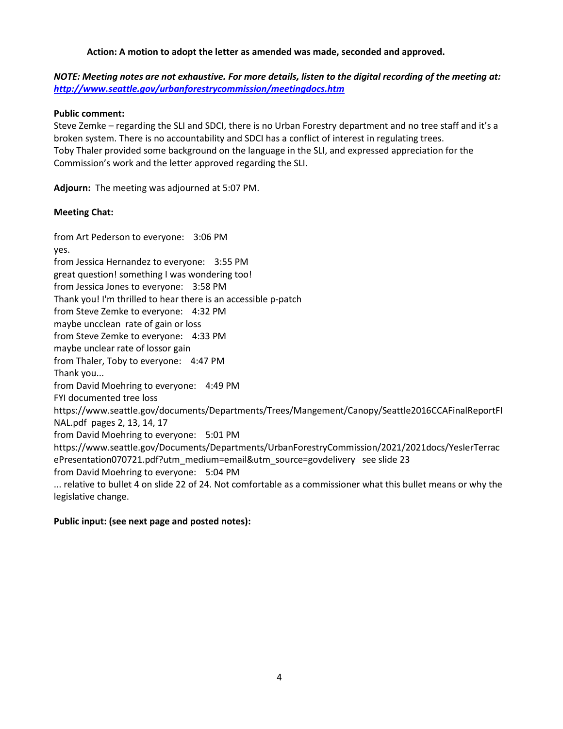**Action: A motion to adopt the letter as amended was made, seconded and approved.**

***NOTE: Meeting notes are not exhaustive. For more details, listen to the digital recording of the meeting at: [http://www.seattle.gov/urbanforestrycommission/meetingdocs.htm](http://www.seattle.gov/urbanforestrycommission/meetingdocs.htm)***

**Public comment:**

Steve Zemke – regarding the SLI and SDCI, there is no Urban Forestry department and no tree staff and it's a broken system. There is no accountability and SDCI has a conflict of interest in regulating trees.

Toby Thaler provided some background on the language in the SLI, and expressed appreciation for the Commission's work and the letter approved regarding the SLI.

**Adjourn:** The meeting was adjourned at 5:07 PM.

**Meeting Chat:**

from Art Pederson to everyone: 3:06 PM
yes.
from Jessica Hernandez to everyone: 3:55 PM
great question! something I was wondering too!
from Jessica Jones to everyone: 3:58 PM
Thank you! I'm thrilled to hear there is an accessible p-patch
from Steve Zemke to everyone: 4:32 PM
maybe uncclean rate of gain or loss
from Steve Zemke to everyone: 4:33 PM
maybe unclear rate of lossor gain
from Thaler, Toby to everyone: 4:47 PM
Thank you...
from David Moehring to everyone: 4:49 PM
FYI documented tree loss
https://www.seattle.gov/documents/Departments/Trees/Mangement/Canopy/Seattle2016CCAFinalReportFINAL.pdf pages 2, 13, 14, 17
from David Moehring to everyone: 5:01 PM
https://www.seattle.gov/Documents/Departments/UrbanForestryCommission/2021/2021docs/YeslerTerracePresentation070721.pdf?utm_medium=email&utm_source=govdelivery see slide 23
from David Moehring to everyone: 5:04 PM
... relative to bullet 4 on slide 22 of 24. Not comfortable as a commissioner what this bullet means or why the legislative change.

**Public input: (see next page and posted notes):**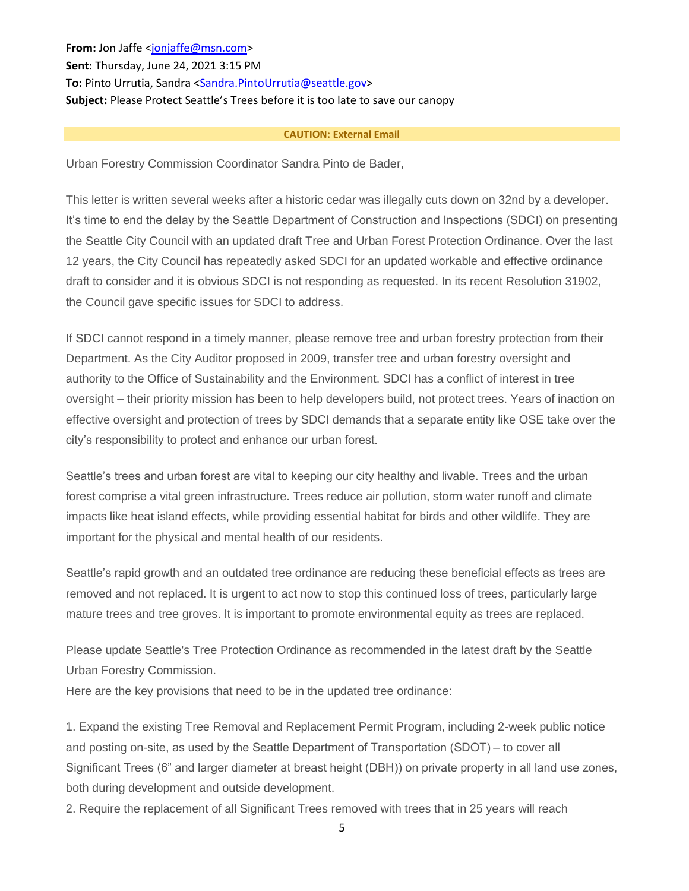**From:** Jon Jaffe <jonjaffe@msn.com>
**Sent:** Thursday, June 24, 2021 3:15 PM
**To:** Pinto Urrutia, Sandra <Sandra.PintoUrrutia@seattle.gov>
**Subject:** Please Protect Seattle's Trees before it is too late to save our canopy

**CAUTION: External Email**

Urban Forestry Commission Coordinator Sandra Pinto de Bader,

This letter is written several weeks after a historic cedar was illegally cuts down on 32nd by a developer. It's time to end the delay by the Seattle Department of Construction and Inspections (SDCI) on presenting the Seattle City Council with an updated draft Tree and Urban Forest Protection Ordinance. Over the last 12 years, the City Council has repeatedly asked SDCI for an updated workable and effective ordinance draft to consider and it is obvious SDCI is not responding as requested. In its recent Resolution 31902, the Council gave specific issues for SDCI to address.

If SDCI cannot respond in a timely manner, please remove tree and urban forestry protection from their Department. As the City Auditor proposed in 2009, transfer tree and urban forestry oversight and authority to the Office of Sustainability and the Environment. SDCI has a conflict of interest in tree oversight – their priority mission has been to help developers build, not protect trees. Years of inaction on effective oversight and protection of trees by SDCI demands that a separate entity like OSE take over the city's responsibility to protect and enhance our urban forest.

Seattle's trees and urban forest are vital to keeping our city healthy and livable. Trees and the urban forest comprise a vital green infrastructure. Trees reduce air pollution, storm water runoff and climate impacts like heat island effects, while providing essential habitat for birds and other wildlife. They are important for the physical and mental health of our residents.

Seattle's rapid growth and an outdated tree ordinance are reducing these beneficial effects as trees are removed and not replaced. It is urgent to act now to stop this continued loss of trees, particularly large mature trees and tree groves. It is important to promote environmental equity as trees are replaced.

Please update Seattle's Tree Protection Ordinance as recommended in the latest draft by the Seattle Urban Forestry Commission.
Here are the key provisions that need to be in the updated tree ordinance:

1. Expand the existing Tree Removal and Replacement Permit Program, including 2-week public notice and posting on-site, as used by the Seattle Department of Transportation (SDOT) – to cover all Significant Trees (6" and larger diameter at breast height (DBH)) on private property in all land use zones, both during development and outside development.
2. Require the replacement of all Significant Trees removed with trees that in 25 years will reach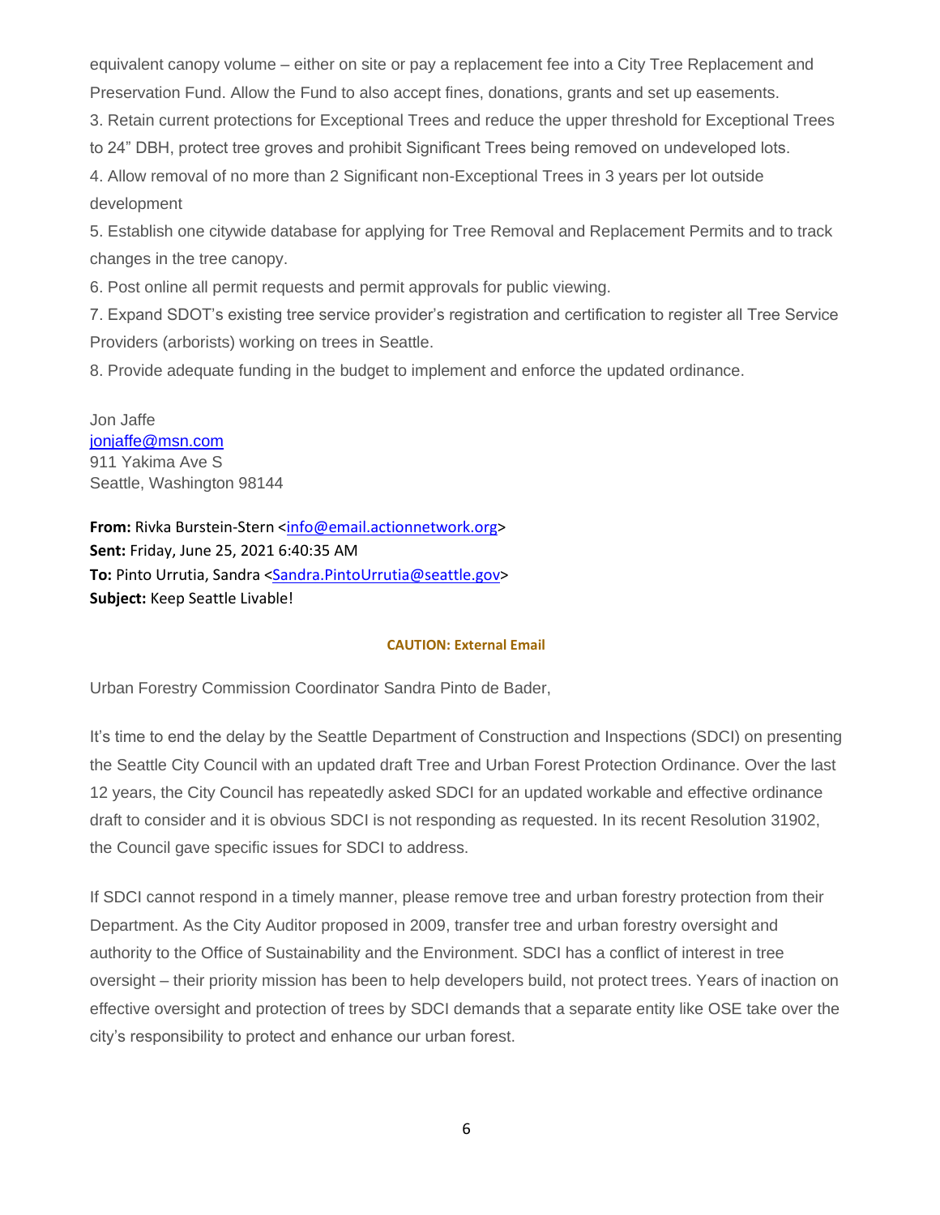equivalent canopy volume – either on site or pay a replacement fee into a City Tree Replacement and Preservation Fund. Allow the Fund to also accept fines, donations, grants and set up easements.

3. Retain current protections for Exceptional Trees and reduce the upper threshold for Exceptional Trees to 24" DBH, protect tree groves and prohibit Significant Trees being removed on undeveloped lots.
4. Allow removal of no more than 2 Significant non-Exceptional Trees in 3 years per lot outside development
5. Establish one citywide database for applying for Tree Removal and Replacement Permits and to track changes in the tree canopy.
6. Post online all permit requests and permit approvals for public viewing.
7. Expand SDOT's existing tree service provider's registration and certification to register all Tree Service Providers (arborists) working on trees in Seattle.
8. Provide adequate funding in the budget to implement and enforce the updated ordinance.

Jon Jaffe
jonjaffe@msn.com
911 Yakima Ave S
Seattle, Washington 98144

**From:** Rivka Burstein-Stern <info@email.actionnetwork.org>
**Sent:** Friday, June 25, 2021 6:40:35 AM
**To:** Pinto Urrutia, Sandra <Sandra.PintoUrrutia@seattle.gov>
**Subject:** Keep Seattle Livable!

**CAUTION: External Email**

Urban Forestry Commission Coordinator Sandra Pinto de Bader,

It's time to end the delay by the Seattle Department of Construction and Inspections (SDCI) on presenting the Seattle City Council with an updated draft Tree and Urban Forest Protection Ordinance. Over the last 12 years, the City Council has repeatedly asked SDCI for an updated workable and effective ordinance draft to consider and it is obvious SDCI is not responding as requested. In its recent Resolution 31902, the Council gave specific issues for SDCI to address.

If SDCI cannot respond in a timely manner, please remove tree and urban forestry protection from their Department. As the City Auditor proposed in 2009, transfer tree and urban forestry oversight and authority to the Office of Sustainability and the Environment. SDCI has a conflict of interest in tree oversight – their priority mission has been to help developers build, not protect trees. Years of inaction on effective oversight and protection of trees by SDCI demands that a separate entity like OSE take over the city's responsibility to protect and enhance our urban forest.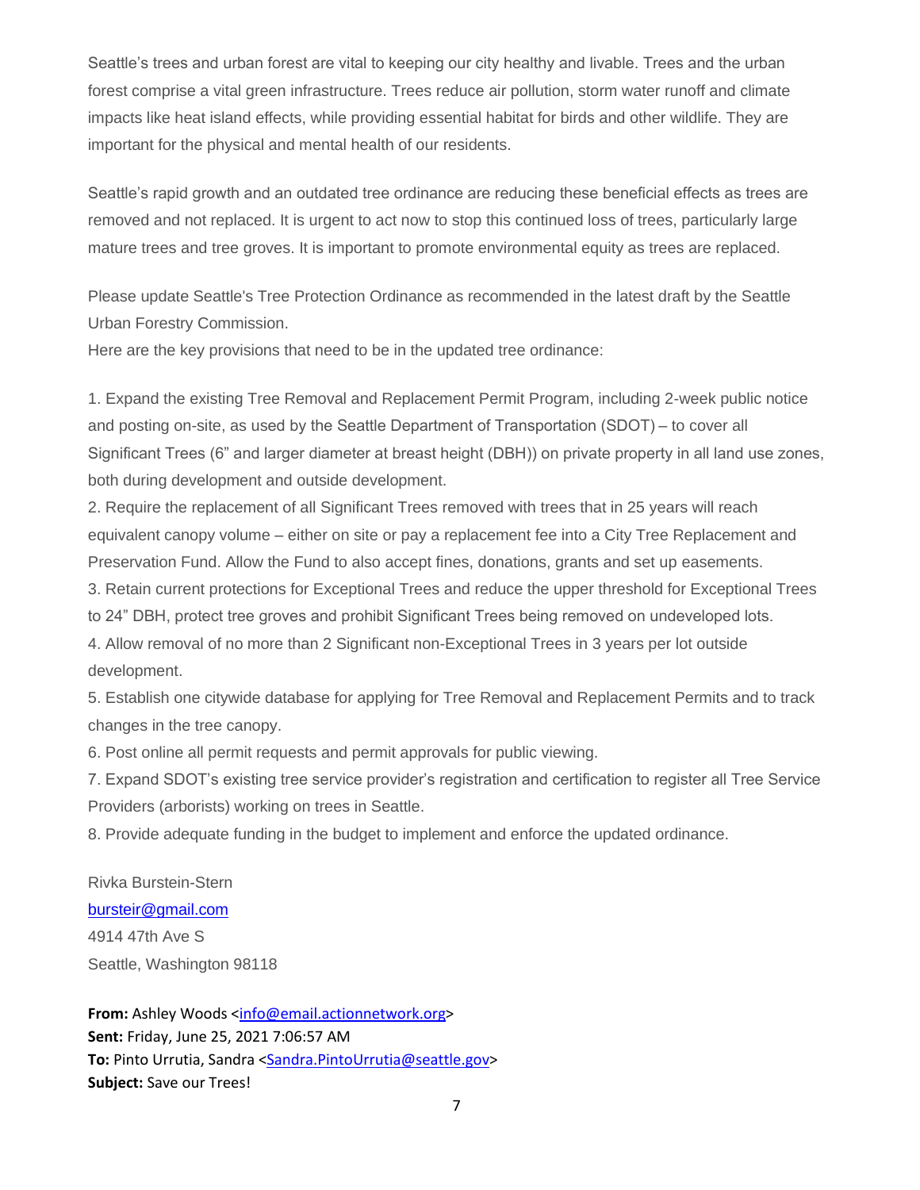Seattle's trees and urban forest are vital to keeping our city healthy and livable. Trees and the urban forest comprise a vital green infrastructure. Trees reduce air pollution, storm water runoff and climate impacts like heat island effects, while providing essential habitat for birds and other wildlife. They are important for the physical and mental health of our residents.

Seattle's rapid growth and an outdated tree ordinance are reducing these beneficial effects as trees are removed and not replaced. It is urgent to act now to stop this continued loss of trees, particularly large mature trees and tree groves. It is important to promote environmental equity as trees are replaced.

Please update Seattle's Tree Protection Ordinance as recommended in the latest draft by the Seattle Urban Forestry Commission.
Here are the key provisions that need to be in the updated tree ordinance:

1. Expand the existing Tree Removal and Replacement Permit Program, including 2-week public notice and posting on-site, as used by the Seattle Department of Transportation (SDOT) – to cover all Significant Trees (6" and larger diameter at breast height (DBH)) on private property in all land use zones, both during development and outside development.
2. Require the replacement of all Significant Trees removed with trees that in 25 years will reach equivalent canopy volume – either on site or pay a replacement fee into a City Tree Replacement and Preservation Fund. Allow the Fund to also accept fines, donations, grants and set up easements.
3. Retain current protections for Exceptional Trees and reduce the upper threshold for Exceptional Trees to 24" DBH, protect tree groves and prohibit Significant Trees being removed on undeveloped lots.
4. Allow removal of no more than 2 Significant non-Exceptional Trees in 3 years per lot outside development.
5. Establish one citywide database for applying for Tree Removal and Replacement Permits and to track changes in the tree canopy.
6. Post online all permit requests and permit approvals for public viewing.
7. Expand SDOT's existing tree service provider's registration and certification to register all Tree Service Providers (arborists) working on trees in Seattle.
8. Provide adequate funding in the budget to implement and enforce the updated ordinance.

Rivka Burstein-Stern
bursteir@gmail.com
4914 47th Ave S
Seattle, Washington 98118

**From:** Ashley Woods <info@email.actionnetwork.org>
**Sent:** Friday, June 25, 2021 7:06:57 AM
**To:** Pinto Urrutia, Sandra <Sandra.PintoUrrutia@seattle.gov>
**Subject:** Save our Trees!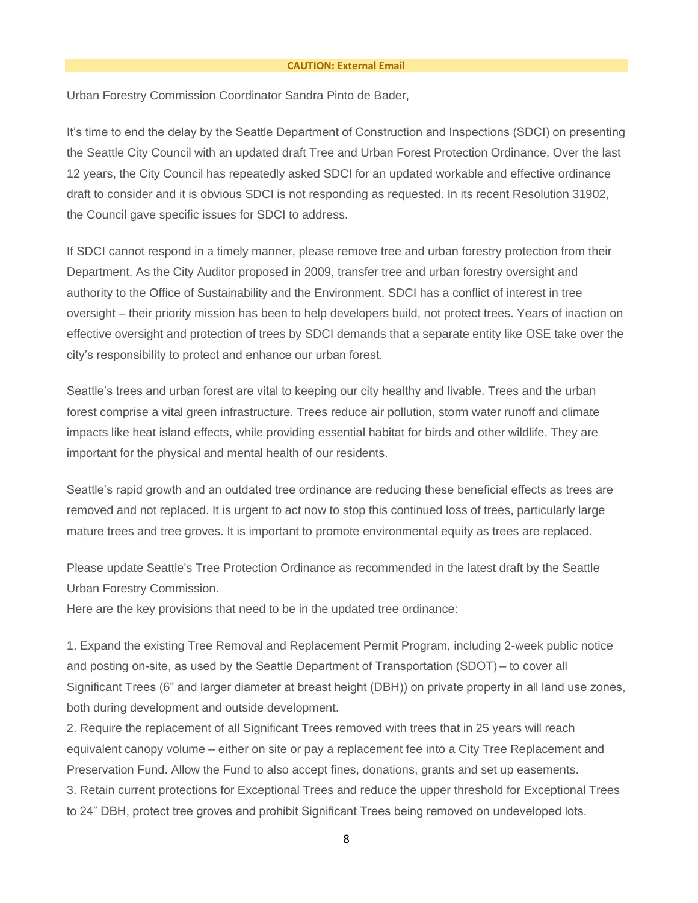**CAUTION: External Email**

Urban Forestry Commission Coordinator Sandra Pinto de Bader,

It's time to end the delay by the Seattle Department of Construction and Inspections (SDCI) on presenting the Seattle City Council with an updated draft Tree and Urban Forest Protection Ordinance. Over the last 12 years, the City Council has repeatedly asked SDCI for an updated workable and effective ordinance draft to consider and it is obvious SDCI is not responding as requested. In its recent Resolution 31902, the Council gave specific issues for SDCI to address.

If SDCI cannot respond in a timely manner, please remove tree and urban forestry protection from their Department. As the City Auditor proposed in 2009, transfer tree and urban forestry oversight and authority to the Office of Sustainability and the Environment. SDCI has a conflict of interest in tree oversight – their priority mission has been to help developers build, not protect trees. Years of inaction on effective oversight and protection of trees by SDCI demands that a separate entity like OSE take over the city's responsibility to protect and enhance our urban forest.

Seattle's trees and urban forest are vital to keeping our city healthy and livable. Trees and the urban forest comprise a vital green infrastructure. Trees reduce air pollution, storm water runoff and climate impacts like heat island effects, while providing essential habitat for birds and other wildlife. They are important for the physical and mental health of our residents.

Seattle's rapid growth and an outdated tree ordinance are reducing these beneficial effects as trees are removed and not replaced. It is urgent to act now to stop this continued loss of trees, particularly large mature trees and tree groves. It is important to promote environmental equity as trees are replaced.

Please update Seattle's Tree Protection Ordinance as recommended in the latest draft by the Seattle Urban Forestry Commission.

Here are the key provisions that need to be in the updated tree ordinance:

1. Expand the existing Tree Removal and Replacement Permit Program, including 2-week public notice and posting on-site, as used by the Seattle Department of Transportation (SDOT) – to cover all Significant Trees (6" and larger diameter at breast height (DBH)) on private property in all land use zones, both during development and outside development.
2. Require the replacement of all Significant Trees removed with trees that in 25 years will reach equivalent canopy volume – either on site or pay a replacement fee into a City Tree Replacement and Preservation Fund. Allow the Fund to also accept fines, donations, grants and set up easements.
3. Retain current protections for Exceptional Trees and reduce the upper threshold for Exceptional Trees to 24" DBH, protect tree groves and prohibit Significant Trees being removed on undeveloped lots.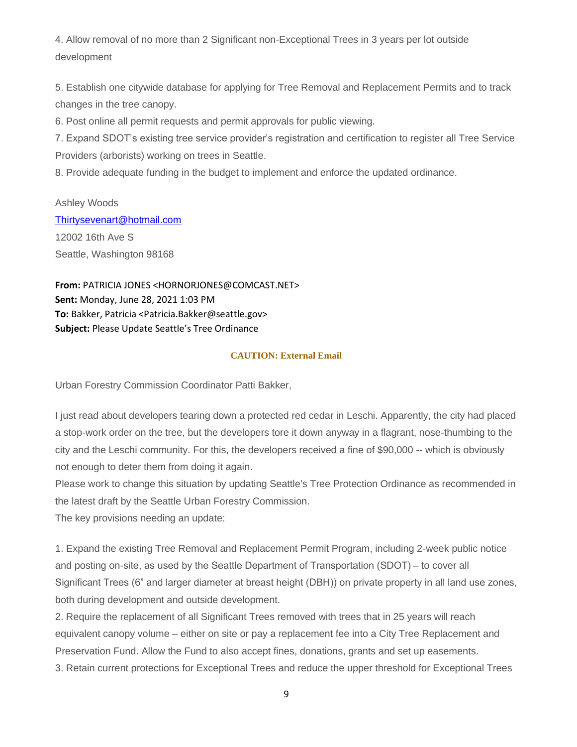4. Allow removal of no more than 2 Significant non-Exceptional Trees in 3 years per lot outside development

5. Establish one citywide database for applying for Tree Removal and Replacement Permits and to track changes in the tree canopy.
6. Post online all permit requests and permit approvals for public viewing.
7. Expand SDOT's existing tree service provider's registration and certification to register all Tree Service Providers (arborists) working on trees in Seattle.
8. Provide adequate funding in the budget to implement and enforce the updated ordinance.

Ashley Woods
Thirtysevenart@hotmail.com
12002 16th Ave S
Seattle, Washington 98168

**From:** PATRICIA JONES <HORNORJONES@COMCAST.NET>
**Sent:** Monday, June 28, 2021 1:03 PM
**To:** Bakker, Patricia <Patricia.Bakker@seattle.gov>
**Subject:** Please Update Seattle's Tree Ordinance

**CAUTION: External Email**

Urban Forestry Commission Coordinator Patti Bakker,

I just read about developers tearing down a protected red cedar in Leschi. Apparently, the city had placed a stop-work order on the tree, but the developers tore it down anyway in a flagrant, nose-thumbing to the city and the Leschi community. For this, the developers received a fine of $90,000 -- which is obviously not enough to deter them from doing it again.
Please work to change this situation by updating Seattle's Tree Protection Ordinance as recommended in the latest draft by the Seattle Urban Forestry Commission.
The key provisions needing an update:

1. Expand the existing Tree Removal and Replacement Permit Program, including 2-week public notice and posting on-site, as used by the Seattle Department of Transportation (SDOT) – to cover all Significant Trees (6" and larger diameter at breast height (DBH)) on private property in all land use zones, both during development and outside development.
2. Require the replacement of all Significant Trees removed with trees that in 25 years will reach equivalent canopy volume – either on site or pay a replacement fee into a City Tree Replacement and Preservation Fund. Allow the Fund to also accept fines, donations, grants and set up easements.
3. Retain current protections for Exceptional Trees and reduce the upper threshold for Exceptional Trees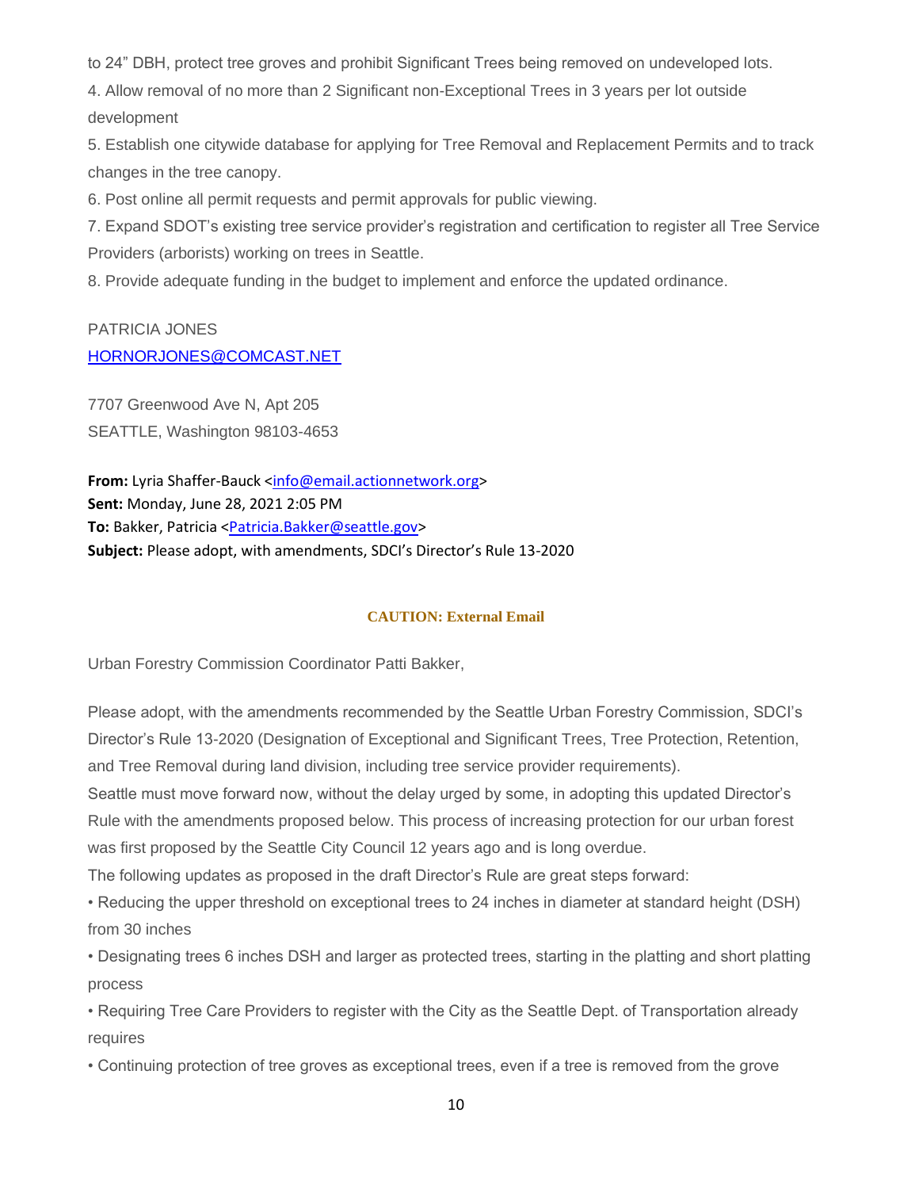to 24" DBH, protect tree groves and prohibit Significant Trees being removed on undeveloped lots.

4. Allow removal of no more than 2 Significant non-Exceptional Trees in 3 years per lot outside development

5. Establish one citywide database for applying for Tree Removal and Replacement Permits and to track changes in the tree canopy.

6. Post online all permit requests and permit approvals for public viewing.

7. Expand SDOT's existing tree service provider's registration and certification to register all Tree Service Providers (arborists) working on trees in Seattle.

8. Provide adequate funding in the budget to implement and enforce the updated ordinance.

PATRICIA JONES
HORNORJONES@COMCAST.NET

7707 Greenwood Ave N, Apt 205
SEATTLE, Washington 98103-4653

**From:** Lyria Shaffer-Bauck <info@email.actionnetwork.org>
**Sent:** Monday, June 28, 2021 2:05 PM
**To:** Bakker, Patricia <Patricia.Bakker@seattle.gov>
**Subject:** Please adopt, with amendments, SDCI's Director's Rule 13-2020

**CAUTION: External Email**

Urban Forestry Commission Coordinator Patti Bakker,

Please adopt, with the amendments recommended by the Seattle Urban Forestry Commission, SDCI's Director's Rule 13-2020 (Designation of Exceptional and Significant Trees, Tree Protection, Retention, and Tree Removal during land division, including tree service provider requirements).

Seattle must move forward now, without the delay urged by some, in adopting this updated Director's Rule with the amendments proposed below. This process of increasing protection for our urban forest was first proposed by the Seattle City Council 12 years ago and is long overdue.

The following updates as proposed in the draft Director's Rule are great steps forward:

• Reducing the upper threshold on exceptional trees to 24 inches in diameter at standard height (DSH) from 30 inches

• Designating trees 6 inches DSH and larger as protected trees, starting in the platting and short platting process

• Requiring Tree Care Providers to register with the City as the Seattle Dept. of Transportation already requires

• Continuing protection of tree groves as exceptional trees, even if a tree is removed from the grove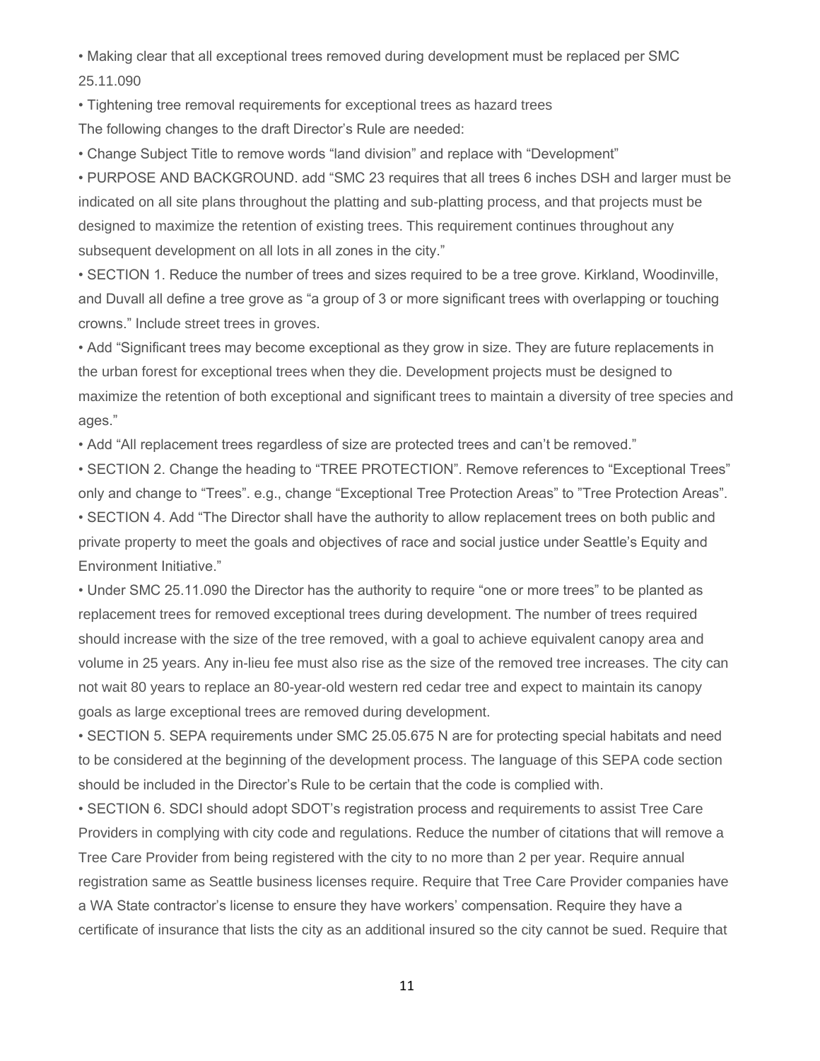- Making clear that all exceptional trees removed during development must be replaced per SMC 25.11.090
- Tightening tree removal requirements for exceptional trees as hazard trees

The following changes to the draft Director's Rule are needed:

- Change Subject Title to remove words "land division" and replace with "Development"
- PURPOSE AND BACKGROUND. add "SMC 23 requires that all trees 6 inches DSH and larger must be indicated on all site plans throughout the platting and sub-platting process, and that projects must be designed to maximize the retention of existing trees. This requirement continues throughout any subsequent development on all lots in all zones in the city."
- SECTION 1. Reduce the number of trees and sizes required to be a tree grove. Kirkland, Woodinville, and Duvall all define a tree grove as "a group of 3 or more significant trees with overlapping or touching crowns." Include street trees in groves.
- Add "Significant trees may become exceptional as they grow in size. They are future replacements in the urban forest for exceptional trees when they die. Development projects must be designed to maximize the retention of both exceptional and significant trees to maintain a diversity of tree species and ages."
- Add "All replacement trees regardless of size are protected trees and can't be removed."
- SECTION 2. Change the heading to "TREE PROTECTION". Remove references to "Exceptional Trees" only and change to "Trees". e.g., change "Exceptional Tree Protection Areas" to "Tree Protection Areas".
- SECTION 4. Add "The Director shall have the authority to allow replacement trees on both public and private property to meet the goals and objectives of race and social justice under Seattle's Equity and Environment Initiative."
- Under SMC 25.11.090 the Director has the authority to require "one or more trees" to be planted as replacement trees for removed exceptional trees during development. The number of trees required should increase with the size of the tree removed, with a goal to achieve equivalent canopy area and volume in 25 years. Any in-lieu fee must also rise as the size of the removed tree increases. The city can not wait 80 years to replace an 80-year-old western red cedar tree and expect to maintain its canopy goals as large exceptional trees are removed during development.
- SECTION 5. SEPA requirements under SMC 25.05.675 N are for protecting special habitats and need to be considered at the beginning of the development process. The language of this SEPA code section should be included in the Director's Rule to be certain that the code is complied with.
- SECTION 6. SDCI should adopt SDOT's registration process and requirements to assist Tree Care Providers in complying with city code and regulations. Reduce the number of citations that will remove a Tree Care Provider from being registered with the city to no more than 2 per year. Require annual registration same as Seattle business licenses require. Require that Tree Care Provider companies have a WA State contractor's license to ensure they have workers' compensation. Require they have a certificate of insurance that lists the city as an additional insured so the city cannot be sued. Require that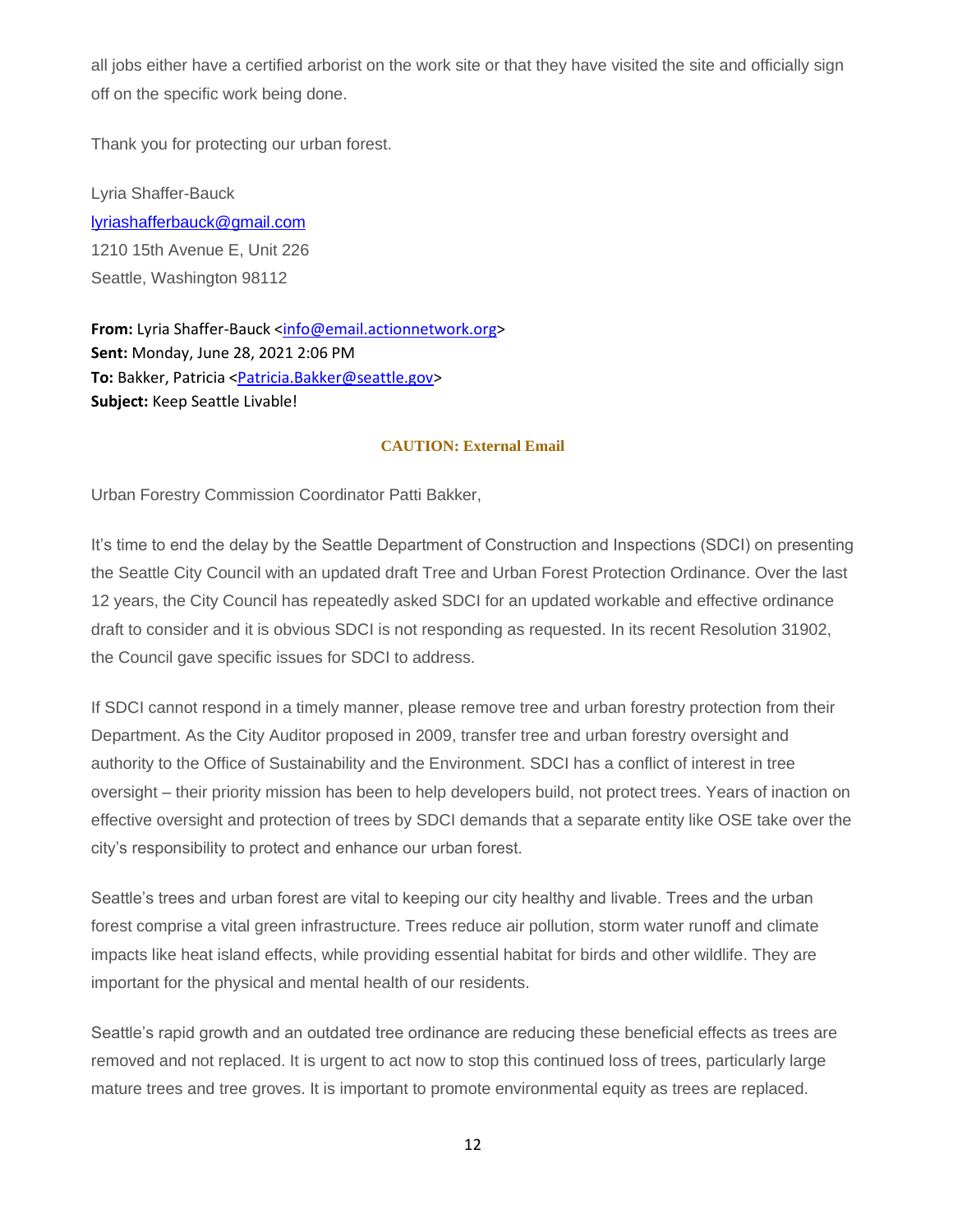all jobs either have a certified arborist on the work site or that they have visited the site and officially sign off on the specific work being done.

Thank you for protecting our urban forest.

Lyria Shaffer-Bauck
lyriashafferbauck@gmail.com
1210 15th Avenue E, Unit 226
Seattle, Washington 98112

**From:** Lyria Shaffer-Bauck <info@email.actionnetwork.org>
**Sent:** Monday, June 28, 2021 2:06 PM
**To:** Bakker, Patricia <Patricia.Bakker@seattle.gov>
**Subject:** Keep Seattle Livable!

**CAUTION: External Email**

Urban Forestry Commission Coordinator Patti Bakker,

It's time to end the delay by the Seattle Department of Construction and Inspections (SDCI) on presenting the Seattle City Council with an updated draft Tree and Urban Forest Protection Ordinance. Over the last 12 years, the City Council has repeatedly asked SDCI for an updated workable and effective ordinance draft to consider and it is obvious SDCI is not responding as requested. In its recent Resolution 31902, the Council gave specific issues for SDCI to address.

If SDCI cannot respond in a timely manner, please remove tree and urban forestry protection from their Department. As the City Auditor proposed in 2009, transfer tree and urban forestry oversight and authority to the Office of Sustainability and the Environment. SDCI has a conflict of interest in tree oversight – their priority mission has been to help developers build, not protect trees. Years of inaction on effective oversight and protection of trees by SDCI demands that a separate entity like OSE take over the city's responsibility to protect and enhance our urban forest.

Seattle's trees and urban forest are vital to keeping our city healthy and livable. Trees and the urban forest comprise a vital green infrastructure. Trees reduce air pollution, storm water runoff and climate impacts like heat island effects, while providing essential habitat for birds and other wildlife. They are important for the physical and mental health of our residents.

Seattle's rapid growth and an outdated tree ordinance are reducing these beneficial effects as trees are removed and not replaced. It is urgent to act now to stop this continued loss of trees, particularly large mature trees and tree groves. It is important to promote environmental equity as trees are replaced.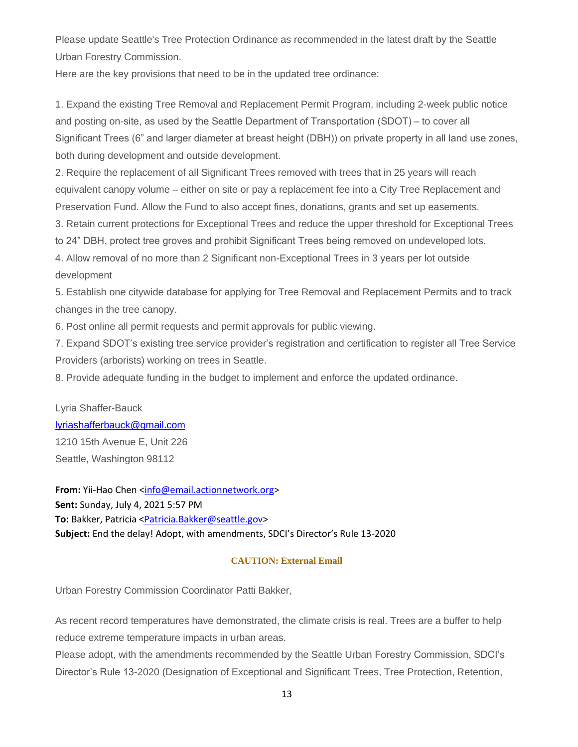Please update Seattle's Tree Protection Ordinance as recommended in the latest draft by the Seattle Urban Forestry Commission.

Here are the key provisions that need to be in the updated tree ordinance:

1. Expand the existing Tree Removal and Replacement Permit Program, including 2-week public notice and posting on-site, as used by the Seattle Department of Transportation (SDOT) – to cover all Significant Trees (6" and larger diameter at breast height (DBH)) on private property in all land use zones, both during development and outside development.
2. Require the replacement of all Significant Trees removed with trees that in 25 years will reach equivalent canopy volume – either on site or pay a replacement fee into a City Tree Replacement and Preservation Fund. Allow the Fund to also accept fines, donations, grants and set up easements.
3. Retain current protections for Exceptional Trees and reduce the upper threshold for Exceptional Trees to 24" DBH, protect tree groves and prohibit Significant Trees being removed on undeveloped lots.
4. Allow removal of no more than 2 Significant non-Exceptional Trees in 3 years per lot outside development
5. Establish one citywide database for applying for Tree Removal and Replacement Permits and to track changes in the tree canopy.
6. Post online all permit requests and permit approvals for public viewing.
7. Expand SDOT's existing tree service provider's registration and certification to register all Tree Service Providers (arborists) working on trees in Seattle.
8. Provide adequate funding in the budget to implement and enforce the updated ordinance.

Lyria Shaffer-Bauck
lyriashafferbauck@gmail.com
1210 15th Avenue E, Unit 226
Seattle, Washington 98112

**From:** Yii-Hao Chen <info@email.actionnetwork.org>
**Sent:** Sunday, July 4, 2021 5:57 PM
**To:** Bakker, Patricia <Patricia.Bakker@seattle.gov>
**Subject:** End the delay! Adopt, with amendments, SDCI's Director's Rule 13-2020

**CAUTION: External Email**

Urban Forestry Commission Coordinator Patti Bakker,

As recent record temperatures have demonstrated, the climate crisis is real. Trees are a buffer to help reduce extreme temperature impacts in urban areas.

Please adopt, with the amendments recommended by the Seattle Urban Forestry Commission, SDCI's Director's Rule 13-2020 (Designation of Exceptional and Significant Trees, Tree Protection, Retention,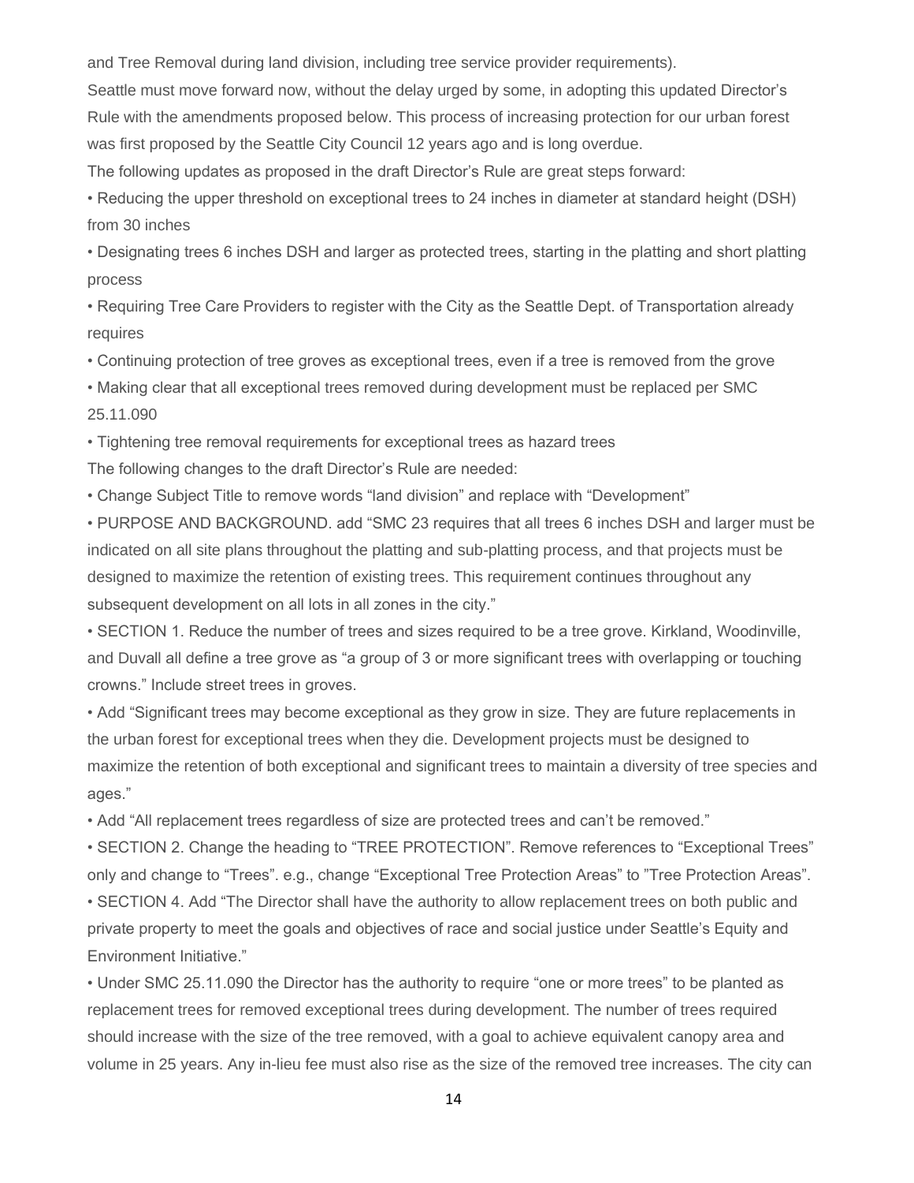and Tree Removal during land division, including tree service provider requirements).

Seattle must move forward now, without the delay urged by some, in adopting this updated Director's Rule with the amendments proposed below. This process of increasing protection for our urban forest was first proposed by the Seattle City Council 12 years ago and is long overdue.

The following updates as proposed in the draft Director's Rule are great steps forward:

- Reducing the upper threshold on exceptional trees to 24 inches in diameter at standard height (DSH) from 30 inches
- Designating trees 6 inches DSH and larger as protected trees, starting in the platting and short platting process
- Requiring Tree Care Providers to register with the City as the Seattle Dept. of Transportation already requires
- Continuing protection of tree groves as exceptional trees, even if a tree is removed from the grove
- Making clear that all exceptional trees removed during development must be replaced per SMC 25.11.090
- Tightening tree removal requirements for exceptional trees as hazard trees

The following changes to the draft Director's Rule are needed:

- Change Subject Title to remove words "land division" and replace with "Development"
- PURPOSE AND BACKGROUND. add "SMC 23 requires that all trees 6 inches DSH and larger must be indicated on all site plans throughout the platting and sub-platting process, and that projects must be designed to maximize the retention of existing trees. This requirement continues throughout any subsequent development on all lots in all zones in the city."
- SECTION 1. Reduce the number of trees and sizes required to be a tree grove. Kirkland, Woodinville, and Duvall all define a tree grove as "a group of 3 or more significant trees with overlapping or touching crowns." Include street trees in groves.
- Add "Significant trees may become exceptional as they grow in size. They are future replacements in the urban forest for exceptional trees when they die. Development projects must be designed to maximize the retention of both exceptional and significant trees to maintain a diversity of tree species and ages."
- Add "All replacement trees regardless of size are protected trees and can't be removed."
- SECTION 2. Change the heading to "TREE PROTECTION". Remove references to "Exceptional Trees" only and change to "Trees". e.g., change "Exceptional Tree Protection Areas" to "Tree Protection Areas".
- SECTION 4. Add "The Director shall have the authority to allow replacement trees on both public and private property to meet the goals and objectives of race and social justice under Seattle's Equity and Environment Initiative."
- Under SMC 25.11.090 the Director has the authority to require "one or more trees" to be planted as replacement trees for removed exceptional trees during development. The number of trees required should increase with the size of the tree removed, with a goal to achieve equivalent canopy area and volume in 25 years. Any in-lieu fee must also rise as the size of the removed tree increases. The city can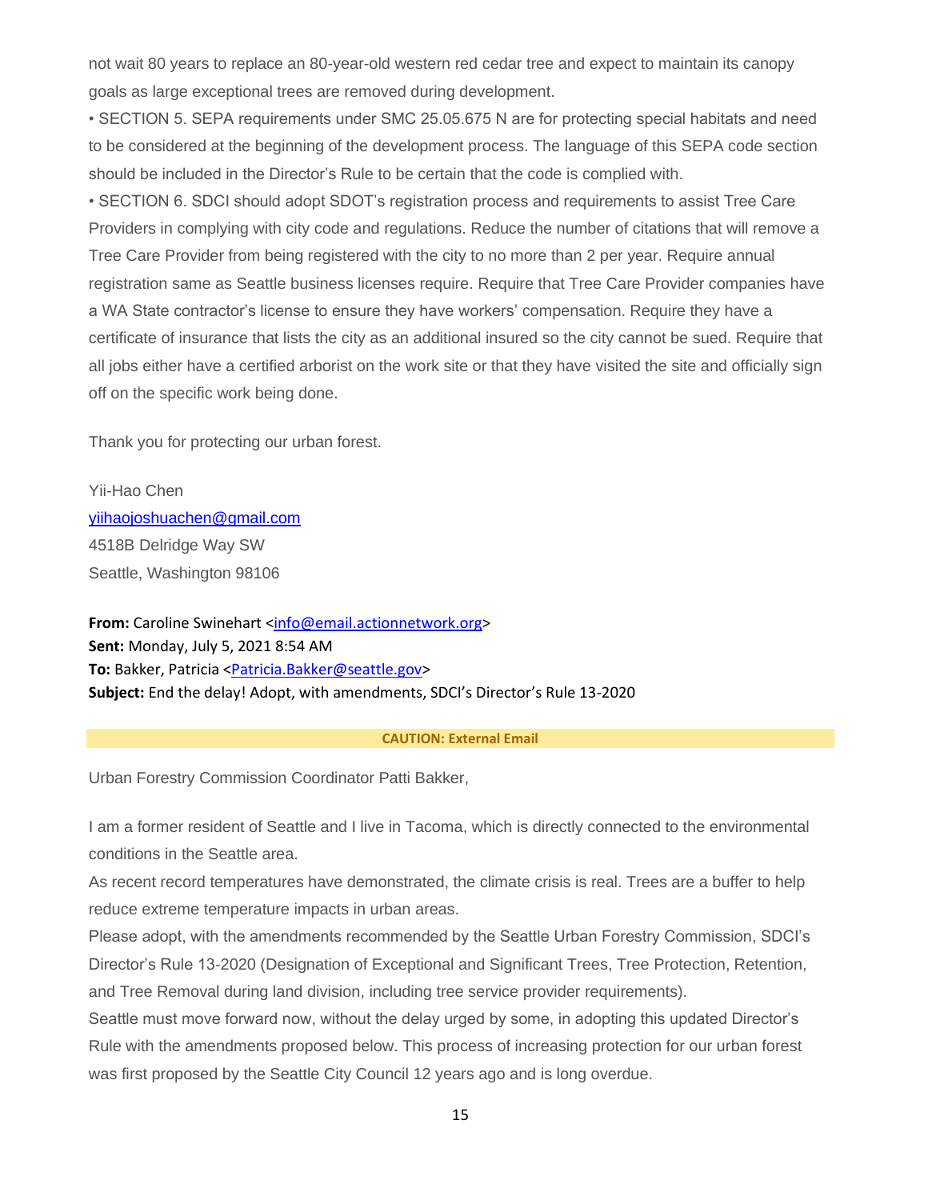not wait 80 years to replace an 80-year-old western red cedar tree and expect to maintain its canopy goals as large exceptional trees are removed during development.

• SECTION 5. SEPA requirements under SMC 25.05.675 N are for protecting special habitats and need to be considered at the beginning of the development process. The language of this SEPA code section should be included in the Director's Rule to be certain that the code is complied with.

• SECTION 6. SDCI should adopt SDOT's registration process and requirements to assist Tree Care Providers in complying with city code and regulations. Reduce the number of citations that will remove a Tree Care Provider from being registered with the city to no more than 2 per year. Require annual registration same as Seattle business licenses require. Require that Tree Care Provider companies have a WA State contractor's license to ensure they have workers' compensation. Require they have a certificate of insurance that lists the city as an additional insured so the city cannot be sued. Require that all jobs either have a certified arborist on the work site or that they have visited the site and officially sign off on the specific work being done.

Thank you for protecting our urban forest.

Yii-Hao Chen
yiihaojoshuachen@gmail.com
4518B Delridge Way SW
Seattle, Washington 98106

**From:** Caroline Swinehart <info@email.actionnetwork.org>
**Sent:** Monday, July 5, 2021 8:54 AM
**To:** Bakker, Patricia <Patricia.Bakker@seattle.gov>
**Subject:** End the delay! Adopt, with amendments, SDCI's Director's Rule 13-2020

**CAUTION: External Email**

Urban Forestry Commission Coordinator Patti Bakker,

I am a former resident of Seattle and I live in Tacoma, which is directly connected to the environmental conditions in the Seattle area.

As recent record temperatures have demonstrated, the climate crisis is real. Trees are a buffer to help reduce extreme temperature impacts in urban areas.

Please adopt, with the amendments recommended by the Seattle Urban Forestry Commission, SDCI's Director's Rule 13-2020 (Designation of Exceptional and Significant Trees, Tree Protection, Retention, and Tree Removal during land division, including tree service provider requirements).

Seattle must move forward now, without the delay urged by some, in adopting this updated Director's Rule with the amendments proposed below. This process of increasing protection for our urban forest was first proposed by the Seattle City Council 12 years ago and is long overdue.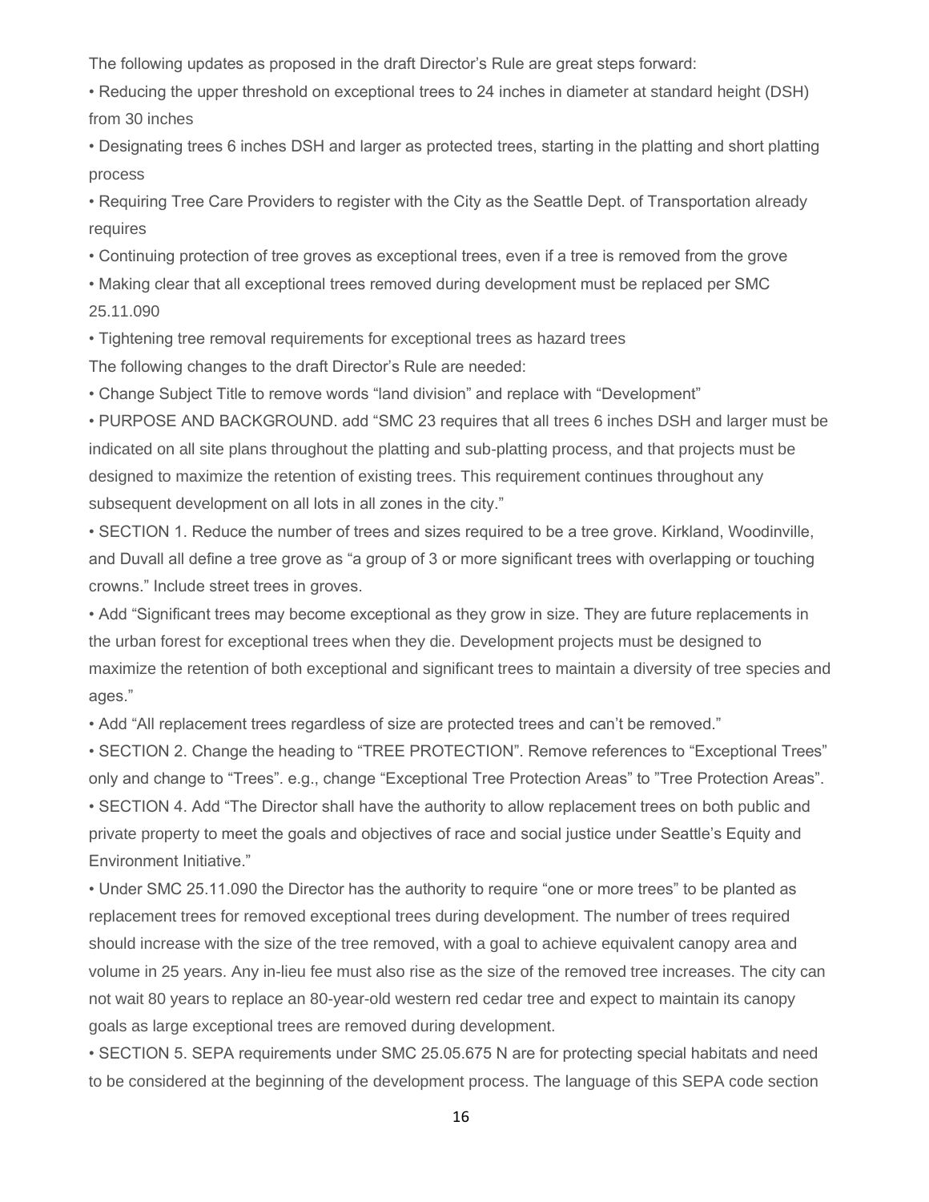The following updates as proposed in the draft Director's Rule are great steps forward:

- Reducing the upper threshold on exceptional trees to 24 inches in diameter at standard height (DSH) from 30 inches
- Designating trees 6 inches DSH and larger as protected trees, starting in the platting and short platting process
- Requiring Tree Care Providers to register with the City as the Seattle Dept. of Transportation already requires
- Continuing protection of tree groves as exceptional trees, even if a tree is removed from the grove
- Making clear that all exceptional trees removed during development must be replaced per SMC 25.11.090
- Tightening tree removal requirements for exceptional trees as hazard trees

The following changes to the draft Director's Rule are needed:

- Change Subject Title to remove words "land division" and replace with "Development"
- PURPOSE AND BACKGROUND. add "SMC 23 requires that all trees 6 inches DSH and larger must be indicated on all site plans throughout the platting and sub-platting process, and that projects must be designed to maximize the retention of existing trees. This requirement continues throughout any subsequent development on all lots in all zones in the city."
- SECTION 1. Reduce the number of trees and sizes required to be a tree grove. Kirkland, Woodinville, and Duvall all define a tree grove as "a group of 3 or more significant trees with overlapping or touching crowns." Include street trees in groves.
- Add "Significant trees may become exceptional as they grow in size. They are future replacements in the urban forest for exceptional trees when they die. Development projects must be designed to maximize the retention of both exceptional and significant trees to maintain a diversity of tree species and ages."
- Add "All replacement trees regardless of size are protected trees and can't be removed."
- SECTION 2. Change the heading to "TREE PROTECTION". Remove references to "Exceptional Trees" only and change to "Trees". e.g., change "Exceptional Tree Protection Areas" to "Tree Protection Areas".
- SECTION 4. Add "The Director shall have the authority to allow replacement trees on both public and private property to meet the goals and objectives of race and social justice under Seattle's Equity and Environment Initiative."
- Under SMC 25.11.090 the Director has the authority to require "one or more trees" to be planted as replacement trees for removed exceptional trees during development. The number of trees required should increase with the size of the tree removed, with a goal to achieve equivalent canopy area and volume in 25 years. Any in-lieu fee must also rise as the size of the removed tree increases. The city can not wait 80 years to replace an 80-year-old western red cedar tree and expect to maintain its canopy goals as large exceptional trees are removed during development.
- SECTION 5. SEPA requirements under SMC 25.05.675 N are for protecting special habitats and need to be considered at the beginning of the development process. The language of this SEPA code section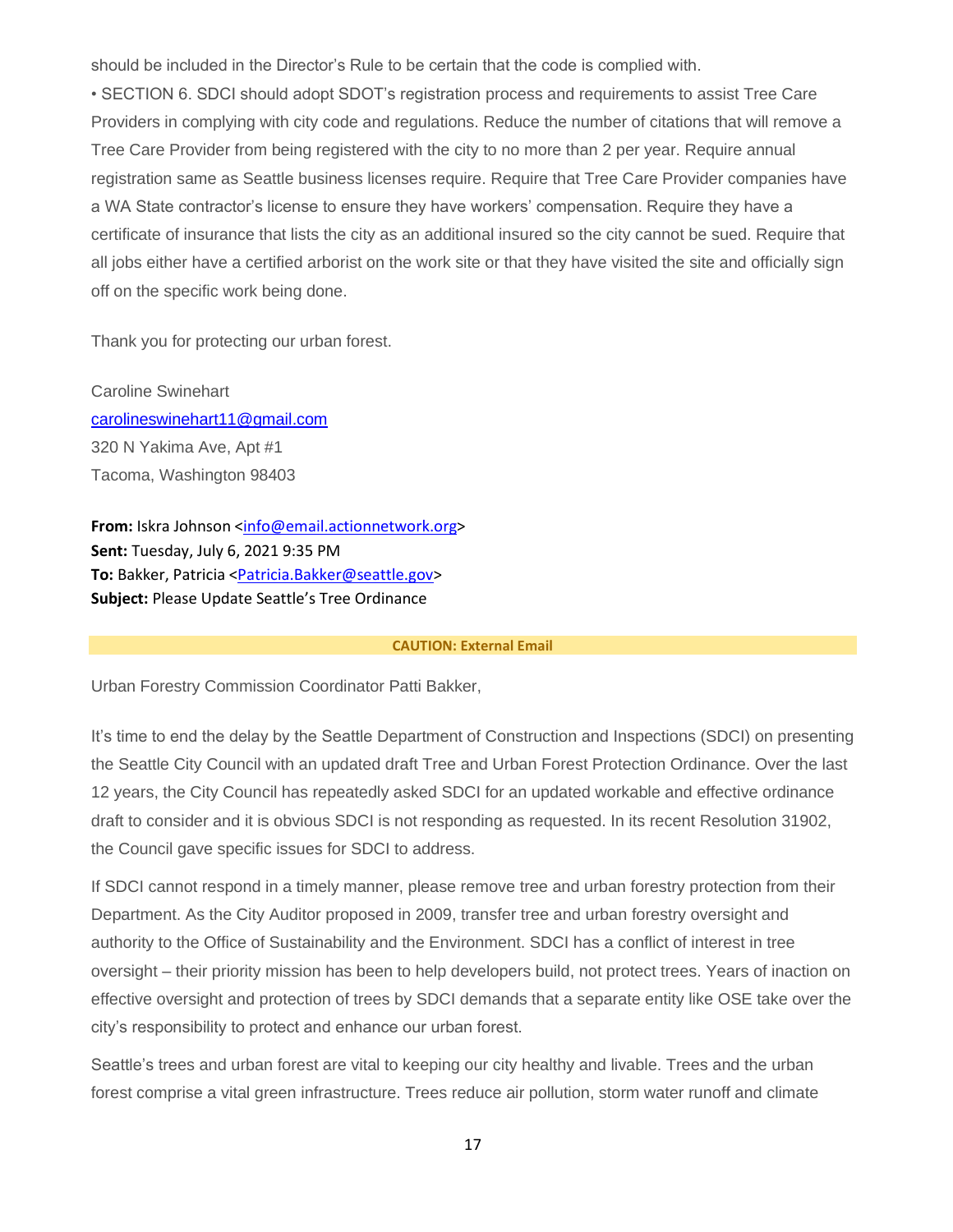should be included in the Director's Rule to be certain that the code is complied with.

• SECTION 6. SDCI should adopt SDOT's registration process and requirements to assist Tree Care Providers in complying with city code and regulations. Reduce the number of citations that will remove a Tree Care Provider from being registered with the city to no more than 2 per year. Require annual registration same as Seattle business licenses require. Require that Tree Care Provider companies have a WA State contractor's license to ensure they have workers' compensation. Require they have a certificate of insurance that lists the city as an additional insured so the city cannot be sued. Require that all jobs either have a certified arborist on the work site or that they have visited the site and officially sign off on the specific work being done.

Thank you for protecting our urban forest.

Caroline Swinehart
carolineswinehart11@gmail.com
320 N Yakima Ave, Apt #1
Tacoma, Washington 98403

**From:** Iskra Johnson <info@email.actionnetwork.org>
**Sent:** Tuesday, July 6, 2021 9:35 PM
**To:** Bakker, Patricia <Patricia.Bakker@seattle.gov>
**Subject:** Please Update Seattle's Tree Ordinance

**CAUTION: External Email**

Urban Forestry Commission Coordinator Patti Bakker,

It's time to end the delay by the Seattle Department of Construction and Inspections (SDCI) on presenting the Seattle City Council with an updated draft Tree and Urban Forest Protection Ordinance. Over the last 12 years, the City Council has repeatedly asked SDCI for an updated workable and effective ordinance draft to consider and it is obvious SDCI is not responding as requested. In its recent Resolution 31902, the Council gave specific issues for SDCI to address.

If SDCI cannot respond in a timely manner, please remove tree and urban forestry protection from their Department. As the City Auditor proposed in 2009, transfer tree and urban forestry oversight and authority to the Office of Sustainability and the Environment. SDCI has a conflict of interest in tree oversight – their priority mission has been to help developers build, not protect trees. Years of inaction on effective oversight and protection of trees by SDCI demands that a separate entity like OSE take over the city's responsibility to protect and enhance our urban forest.

Seattle's trees and urban forest are vital to keeping our city healthy and livable. Trees and the urban forest comprise a vital green infrastructure. Trees reduce air pollution, storm water runoff and climate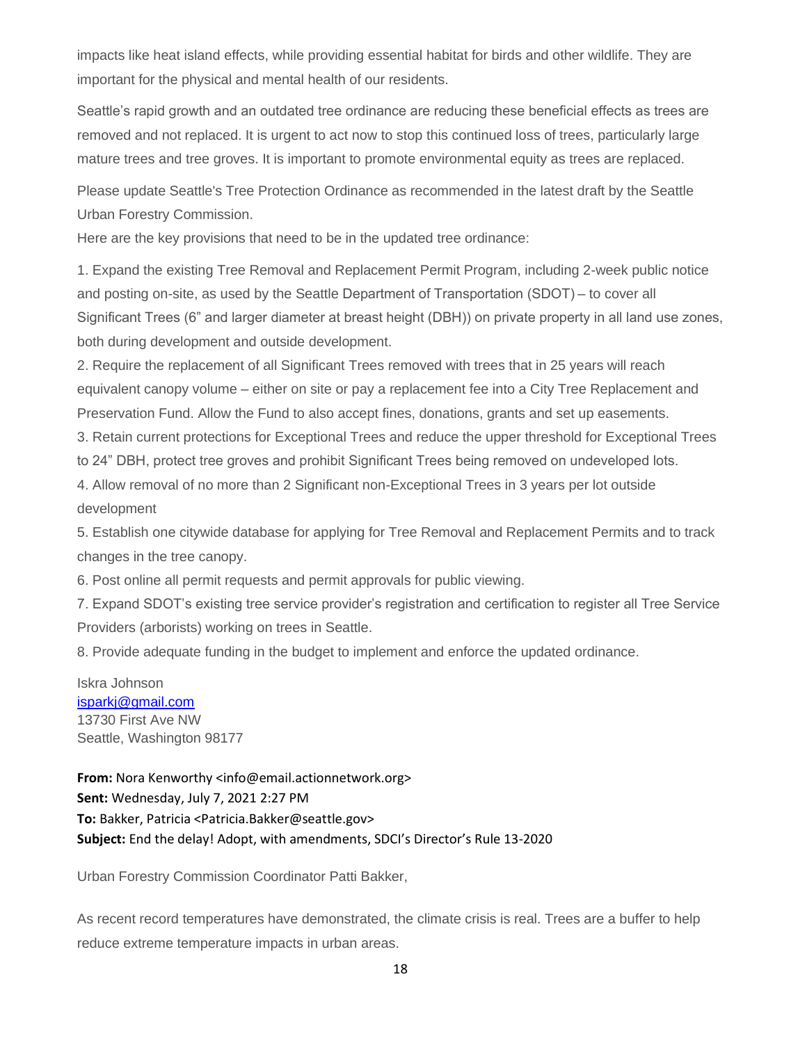impacts like heat island effects, while providing essential habitat for birds and other wildlife. They are important for the physical and mental health of our residents.

Seattle's rapid growth and an outdated tree ordinance are reducing these beneficial effects as trees are removed and not replaced. It is urgent to act now to stop this continued loss of trees, particularly large mature trees and tree groves. It is important to promote environmental equity as trees are replaced.

Please update Seattle's Tree Protection Ordinance as recommended in the latest draft by the Seattle Urban Forestry Commission.

Here are the key provisions that need to be in the updated tree ordinance:

1. Expand the existing Tree Removal and Replacement Permit Program, including 2-week public notice and posting on-site, as used by the Seattle Department of Transportation (SDOT) – to cover all Significant Trees (6" and larger diameter at breast height (DBH)) on private property in all land use zones, both during development and outside development.
2. Require the replacement of all Significant Trees removed with trees that in 25 years will reach equivalent canopy volume – either on site or pay a replacement fee into a City Tree Replacement and Preservation Fund. Allow the Fund to also accept fines, donations, grants and set up easements.
3. Retain current protections for Exceptional Trees and reduce the upper threshold for Exceptional Trees to 24" DBH, protect tree groves and prohibit Significant Trees being removed on undeveloped lots.
4. Allow removal of no more than 2 Significant non-Exceptional Trees in 3 years per lot outside development
5. Establish one citywide database for applying for Tree Removal and Replacement Permits and to track changes in the tree canopy.
6. Post online all permit requests and permit approvals for public viewing.
7. Expand SDOT's existing tree service provider's registration and certification to register all Tree Service Providers (arborists) working on trees in Seattle.
8. Provide adequate funding in the budget to implement and enforce the updated ordinance.

Iskra Johnson
isparkj@gmail.com
13730 First Ave NW
Seattle, Washington 98177

**From:** Nora Kenworthy <info@email.actionnetwork.org>
**Sent:** Wednesday, July 7, 2021 2:27 PM
**To:** Bakker, Patricia <Patricia.Bakker@seattle.gov>
**Subject:** End the delay! Adopt, with amendments, SDCI's Director's Rule 13-2020

Urban Forestry Commission Coordinator Patti Bakker,

As recent record temperatures have demonstrated, the climate crisis is real. Trees are a buffer to help reduce extreme temperature impacts in urban areas.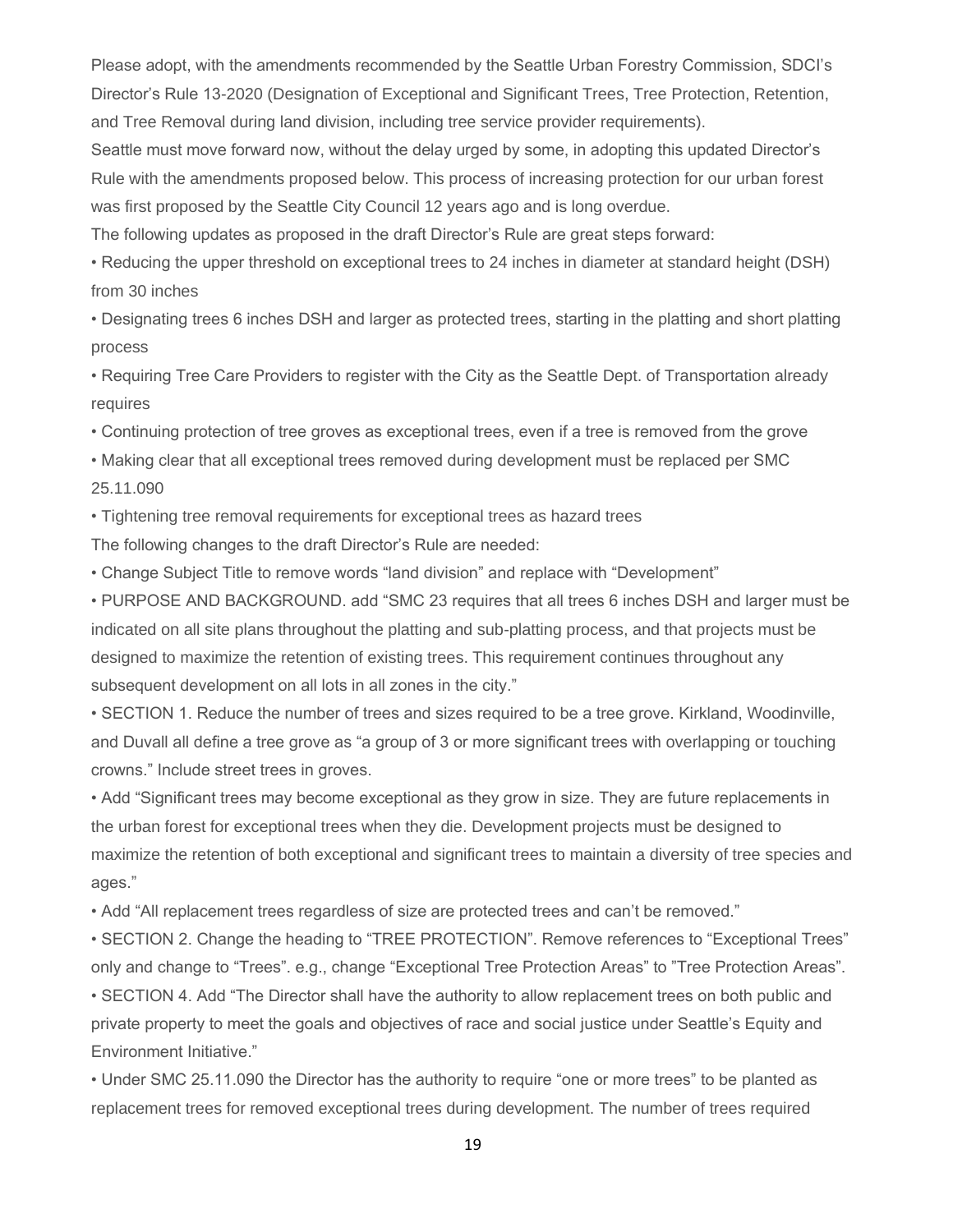Please adopt, with the amendments recommended by the Seattle Urban Forestry Commission, SDCI's Director's Rule 13-2020 (Designation of Exceptional and Significant Trees, Tree Protection, Retention, and Tree Removal during land division, including tree service provider requirements).

Seattle must move forward now, without the delay urged by some, in adopting this updated Director's Rule with the amendments proposed below. This process of increasing protection for our urban forest was first proposed by the Seattle City Council 12 years ago and is long overdue.

The following updates as proposed in the draft Director's Rule are great steps forward:

- Reducing the upper threshold on exceptional trees to 24 inches in diameter at standard height (DSH) from 30 inches
- Designating trees 6 inches DSH and larger as protected trees, starting in the platting and short platting process
- Requiring Tree Care Providers to register with the City as the Seattle Dept. of Transportation already requires
- Continuing protection of tree groves as exceptional trees, even if a tree is removed from the grove
- Making clear that all exceptional trees removed during development must be replaced per SMC 25.11.090
- Tightening tree removal requirements for exceptional trees as hazard trees

The following changes to the draft Director's Rule are needed:

- Change Subject Title to remove words "land division" and replace with "Development"
- PURPOSE AND BACKGROUND. add "SMC 23 requires that all trees 6 inches DSH and larger must be indicated on all site plans throughout the platting and sub-platting process, and that projects must be designed to maximize the retention of existing trees. This requirement continues throughout any subsequent development on all lots in all zones in the city."
- SECTION 1. Reduce the number of trees and sizes required to be a tree grove. Kirkland, Woodinville, and Duvall all define a tree grove as "a group of 3 or more significant trees with overlapping or touching crowns." Include street trees in groves.
- Add "Significant trees may become exceptional as they grow in size. They are future replacements in the urban forest for exceptional trees when they die. Development projects must be designed to maximize the retention of both exceptional and significant trees to maintain a diversity of tree species and ages."
- Add "All replacement trees regardless of size are protected trees and can't be removed."
- SECTION 2. Change the heading to "TREE PROTECTION". Remove references to "Exceptional Trees" only and change to "Trees". e.g., change "Exceptional Tree Protection Areas" to "Tree Protection Areas".
- SECTION 4. Add "The Director shall have the authority to allow replacement trees on both public and private property to meet the goals and objectives of race and social justice under Seattle's Equity and Environment Initiative."
- Under SMC 25.11.090 the Director has the authority to require "one or more trees" to be planted as replacement trees for removed exceptional trees during development. The number of trees required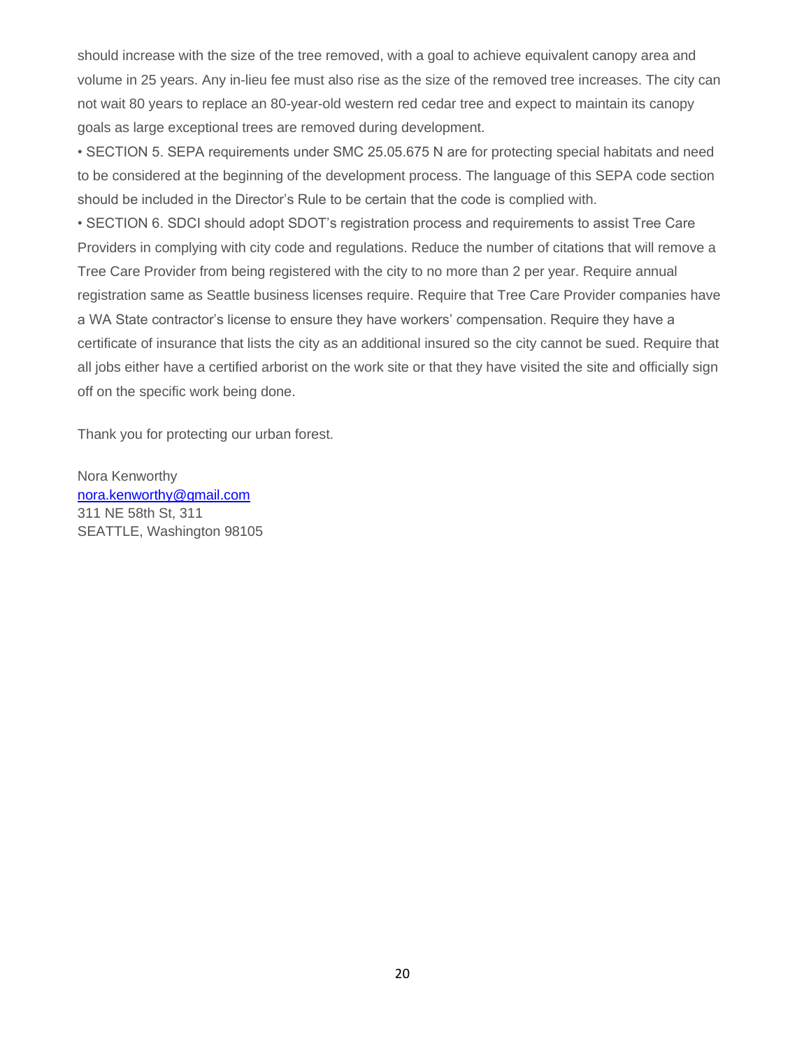should increase with the size of the tree removed, with a goal to achieve equivalent canopy area and volume in 25 years. Any in-lieu fee must also rise as the size of the removed tree increases. The city can not wait 80 years to replace an 80-year-old western red cedar tree and expect to maintain its canopy goals as large exceptional trees are removed during development.

• SECTION 5. SEPA requirements under SMC 25.05.675 N are for protecting special habitats and need to be considered at the beginning of the development process. The language of this SEPA code section should be included in the Director's Rule to be certain that the code is complied with.

• SECTION 6. SDCI should adopt SDOT's registration process and requirements to assist Tree Care Providers in complying with city code and regulations. Reduce the number of citations that will remove a Tree Care Provider from being registered with the city to no more than 2 per year. Require annual registration same as Seattle business licenses require. Require that Tree Care Provider companies have a WA State contractor's license to ensure they have workers' compensation. Require they have a certificate of insurance that lists the city as an additional insured so the city cannot be sued. Require that all jobs either have a certified arborist on the work site or that they have visited the site and officially sign off on the specific work being done.

Thank you for protecting our urban forest.

Nora Kenworthy
nora.kenworthy@gmail.com
311 NE 58th St, 311
SEATTLE, Washington 98105